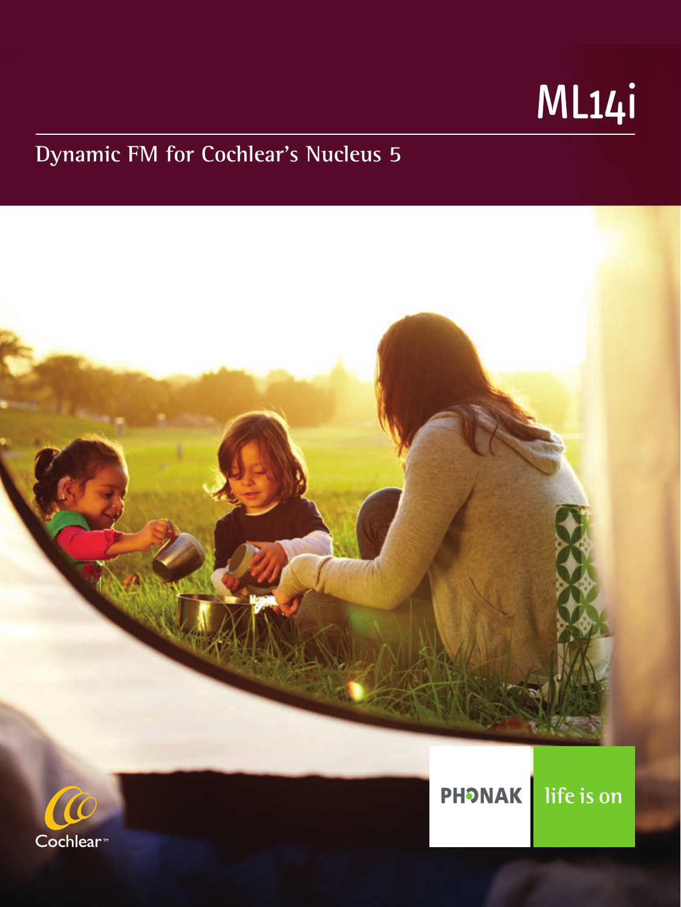# ML14i

## Dynamic FM for Cochlear's Nucleus 5

Cochlear™

PHONAK life is on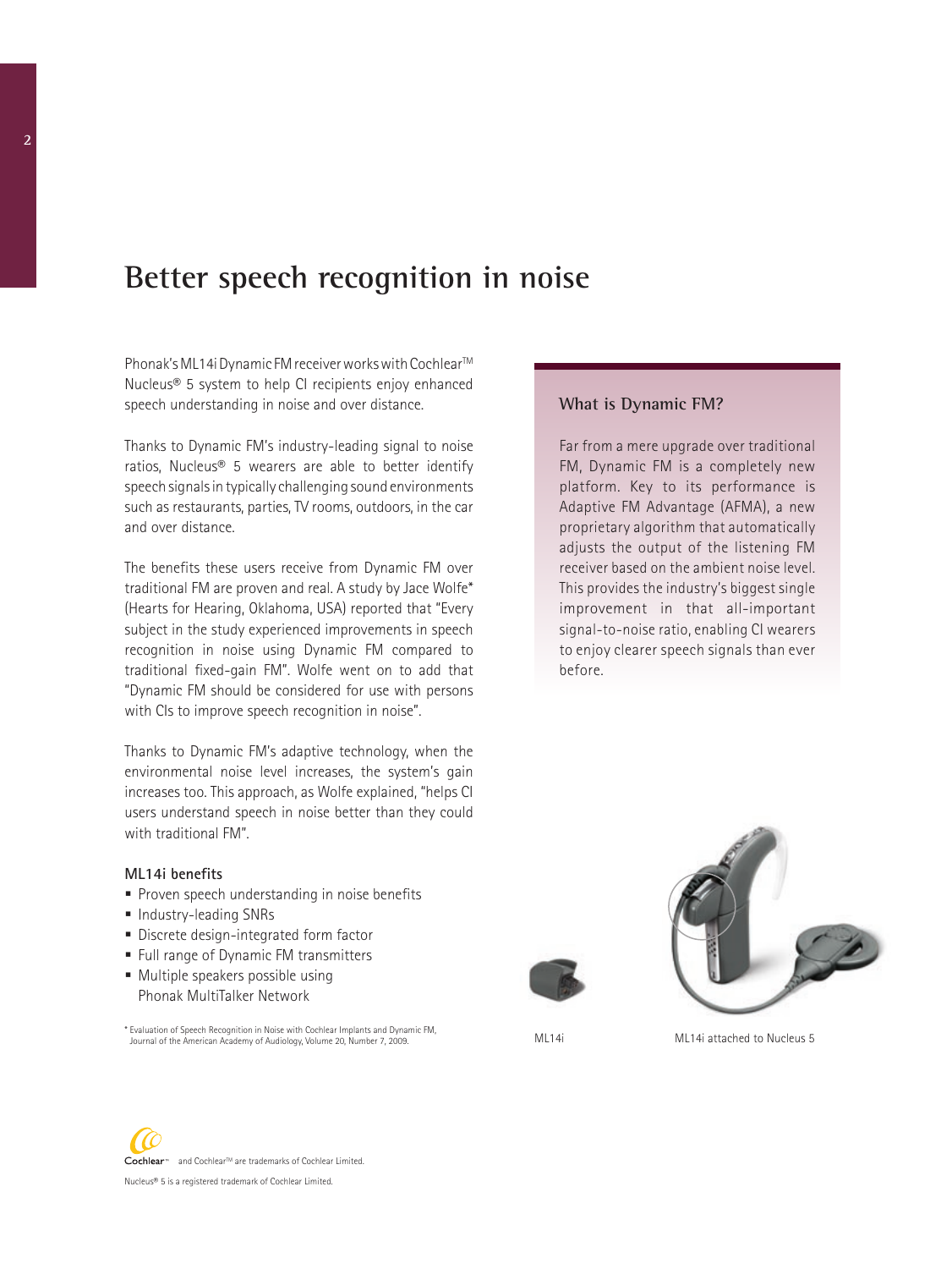# Better speech recognition in noise

Phonak's ML14i Dynamic FM receiver works with Cochlear™ Nucleus® 5 system to help CI recipients enjoy enhanced speech understanding in noise and over distance.

Thanks to Dynamic FM's industry-leading signal to noise ratios, Nucleus® 5 wearers are able to better identify speech signals in typically challenging sound environments such as restaurants, parties, TV rooms, outdoors, in the car and over distance.

The benefits these users receive from Dynamic FM over traditional FM are proven and real. A study by Jace Wolfe* (Hearts for Hearing, Oklahoma, USA) reported that "Every subject in the study experienced improvements in speech recognition in noise using Dynamic FM compared to traditional fixed-gain FM". Wolfe went on to add that "Dynamic FM should be considered for use with persons with CIs to improve speech recognition in noise".

Thanks to Dynamic FM's adaptive technology, when the environmental noise level increases, the system's gain increases too. This approach, as Wolfe explained, "helps CI users understand speech in noise better than they could with traditional FM".

**ML14i benefits**

- Proven speech understanding in noise benefits
- Industry-leading SNRs
- Discrete design-integrated form factor
- Full range of Dynamic FM transmitters
- Multiple speakers possible using Phonak MultiTalker Network

* Evaluation of Speech Recognition in Noise with Cochlear Implants and Dynamic FM, Journal of the American Academy of Audiology, Volume 20, Number 7, 2009.

### What is Dynamic FM?

Far from a mere upgrade over traditional FM, Dynamic FM is a completely new platform. Key to its performance is Adaptive FM Advantage (AFMA), a new proprietary algorithm that automatically adjusts the output of the listening FM receiver based on the ambient noise level. This provides the industry's biggest single improvement in that all-important signal-to-noise ratio, enabling CI wearers to enjoy clearer speech signals than ever before.

ML14i

ML14i attached to Nucleus 5

Cochlear™ and Cochlear™ are trademarks of Cochlear Limited.

Nucleus® 5 is a registered trademark of Cochlear Limited.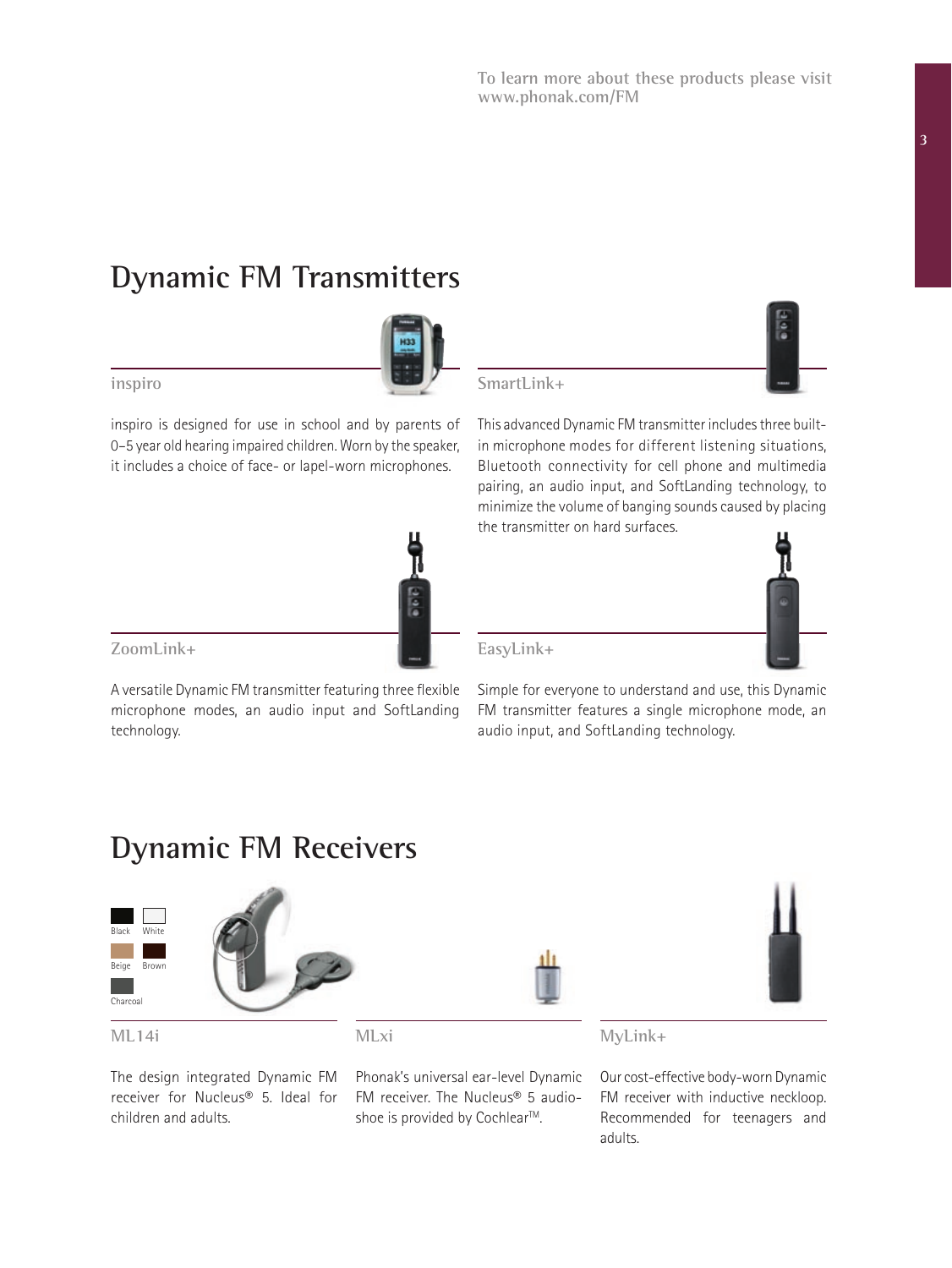To learn more about these products please visit
www.phonak.com/FM

# Dynamic FM Transmitters

### inspiro

inspiro is designed for use in school and by parents of 0–5 year old hearing impaired children. Worn by the speaker, it includes a choice of face- or lapel-worn microphones.

### SmartLink+

This advanced Dynamic FM transmitter includes three built-in microphone modes for different listening situations, Bluetooth connectivity for cell phone and multimedia pairing, an audio input, and SoftLanding technology, to minimize the volume of banging sounds caused by placing the transmitter on hard surfaces.

### ZoomLink+

A versatile Dynamic FM transmitter featuring three flexible microphone modes, an audio input and SoftLanding technology.

### EasyLink+

Simple for everyone to understand and use, this Dynamic FM transmitter features a single microphone mode, an audio input, and SoftLanding technology.

# Dynamic FM Receivers

Black, White, Beige, Brown, Charcoal

### ML14i

The design integrated Dynamic FM receiver for Nucleus® 5. Ideal for children and adults.

### MLxi

Phonak's universal ear-level Dynamic FM receiver. The Nucleus® 5 audio-shoe is provided by Cochlear™.

### MyLink+

Our cost-effective body-worn Dynamic FM receiver with inductive neckloop. Recommended for teenagers and adults.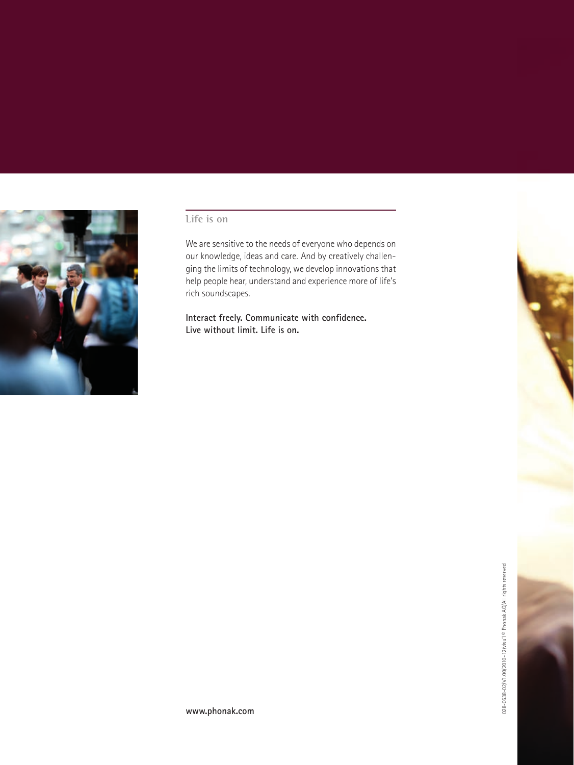## Life is on

We are sensitive to the needs of everyone who depends on our knowledge, ideas and care. And by creatively challenging the limits of technology, we develop innovations that help people hear, understand and experience more of life's rich soundscapes.

**Interact freely. Communicate with confidence.**
**Live without limit. Life is on.**

**www.phonak.com**

028-0638-02/V1.00/2010-12/visu/1© Phonak AG/All rights reserved